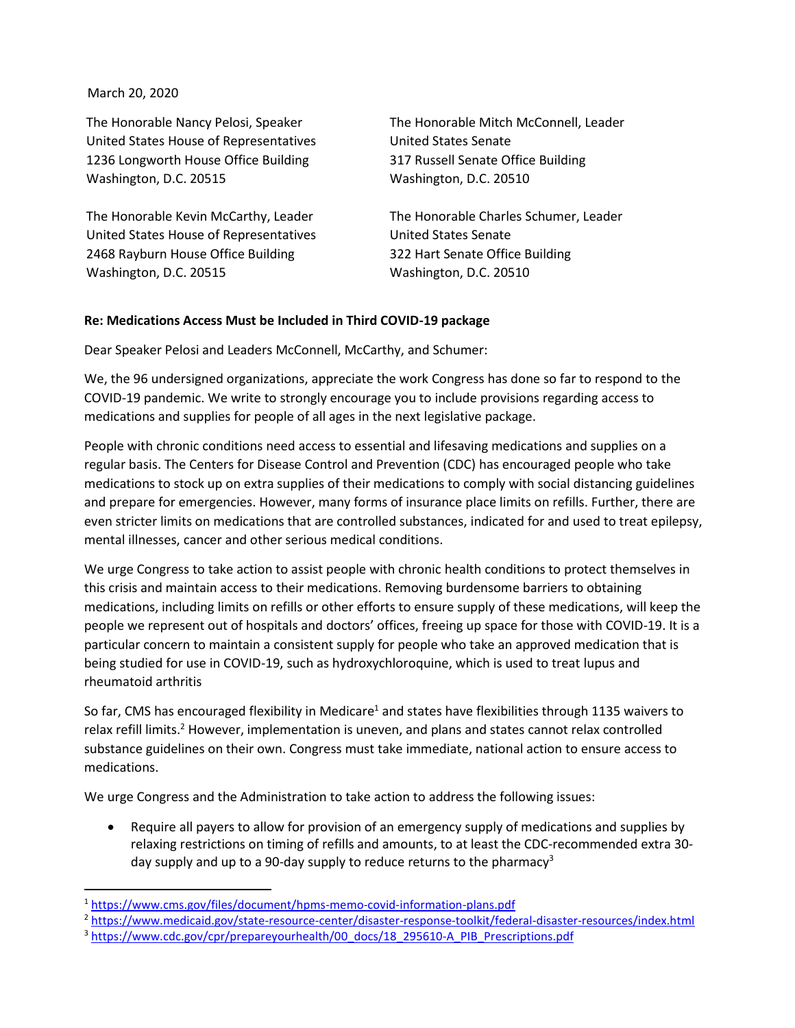March 20, 2020

The Honorable Nancy Pelosi, Speaker
United States House of Representatives
1236 Longworth House Office Building
Washington, D.C. 20515

The Honorable Mitch McConnell, Leader
United States Senate
317 Russell Senate Office Building
Washington, D.C. 20510

The Honorable Kevin McCarthy, Leader
United States House of Representatives
2468 Rayburn House Office Building
Washington, D.C. 20515

The Honorable Charles Schumer, Leader
United States Senate
322 Hart Senate Office Building
Washington, D.C. 20510

**Re: Medications Access Must be Included in Third COVID-19 package**

Dear Speaker Pelosi and Leaders McConnell, McCarthy, and Schumer:

We, the 96 undersigned organizations, appreciate the work Congress has done so far to respond to the COVID-19 pandemic. We write to strongly encourage you to include provisions regarding access to medications and supplies for people of all ages in the next legislative package.

People with chronic conditions need access to essential and lifesaving medications and supplies on a regular basis. The Centers for Disease Control and Prevention (CDC) has encouraged people who take medications to stock up on extra supplies of their medications to comply with social distancing guidelines and prepare for emergencies. However, many forms of insurance place limits on refills. Further, there are even stricter limits on medications that are controlled substances, indicated for and used to treat epilepsy, mental illnesses, cancer and other serious medical conditions.

We urge Congress to take action to assist people with chronic health conditions to protect themselves in this crisis and maintain access to their medications. Removing burdensome barriers to obtaining medications, including limits on refills or other efforts to ensure supply of these medications, will keep the people we represent out of hospitals and doctors' offices, freeing up space for those with COVID-19. It is a particular concern to maintain a consistent supply for people who take an approved medication that is being studied for use in COVID-19, such as hydroxychloroquine, which is used to treat lupus and rheumatoid arthritis

So far, CMS has encouraged flexibility in Medicare[1] and states have flexibilities through 1135 waivers to relax refill limits.[2] However, implementation is uneven, and plans and states cannot relax controlled substance guidelines on their own. Congress must take immediate, national action to ensure access to medications.

We urge Congress and the Administration to take action to address the following issues:

- Require all payers to allow for provision of an emergency supply of medications and supplies by relaxing restrictions on timing of refills and amounts, to at least the CDC-recommended extra 30-day supply and up to a 90-day supply to reduce returns to the pharmacy[3]

---

[1] https://www.cms.gov/files/document/hpms-memo-covid-information-plans.pdf
[2] https://www.medicaid.gov/state-resource-center/disaster-response-toolkit/federal-disaster-resources/index.html
[3] https://www.cdc.gov/cpr/prepareyourhealth/00_docs/18_295610-A_PIB_Prescriptions.pdf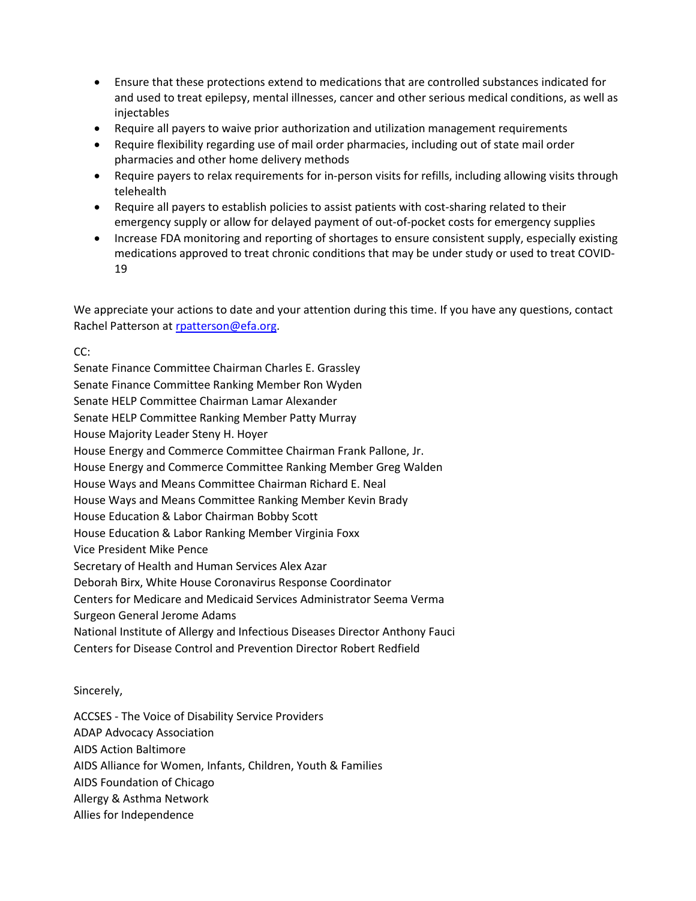- Ensure that these protections extend to medications that are controlled substances indicated for and used to treat epilepsy, mental illnesses, cancer and other serious medical conditions, as well as injectables
- Require all payers to waive prior authorization and utilization management requirements
- Require flexibility regarding use of mail order pharmacies, including out of state mail order pharmacies and other home delivery methods
- Require payers to relax requirements for in-person visits for refills, including allowing visits through telehealth
- Require all payers to establish policies to assist patients with cost-sharing related to their emergency supply or allow for delayed payment of out-of-pocket costs for emergency supplies
- Increase FDA monitoring and reporting of shortages to ensure consistent supply, especially existing medications approved to treat chronic conditions that may be under study or used to treat COVID-19

We appreciate your actions to date and your attention during this time. If you have any questions, contact Rachel Patterson at rpatterson@efa.org.

CC:
Senate Finance Committee Chairman Charles E. Grassley
Senate Finance Committee Ranking Member Ron Wyden
Senate HELP Committee Chairman Lamar Alexander
Senate HELP Committee Ranking Member Patty Murray
House Majority Leader Steny H. Hoyer
House Energy and Commerce Committee Chairman Frank Pallone, Jr.
House Energy and Commerce Committee Ranking Member Greg Walden
House Ways and Means Committee Chairman Richard E. Neal
House Ways and Means Committee Ranking Member Kevin Brady
House Education & Labor Chairman Bobby Scott
House Education & Labor Ranking Member Virginia Foxx
Vice President Mike Pence
Secretary of Health and Human Services Alex Azar
Deborah Birx, White House Coronavirus Response Coordinator
Centers for Medicare and Medicaid Services Administrator Seema Verma
Surgeon General Jerome Adams
National Institute of Allergy and Infectious Diseases Director Anthony Fauci
Centers for Disease Control and Prevention Director Robert Redfield

Sincerely,

ACCSES - The Voice of Disability Service Providers
ADAP Advocacy Association
AIDS Action Baltimore
AIDS Alliance for Women, Infants, Children, Youth & Families
AIDS Foundation of Chicago
Allergy & Asthma Network
Allies for Independence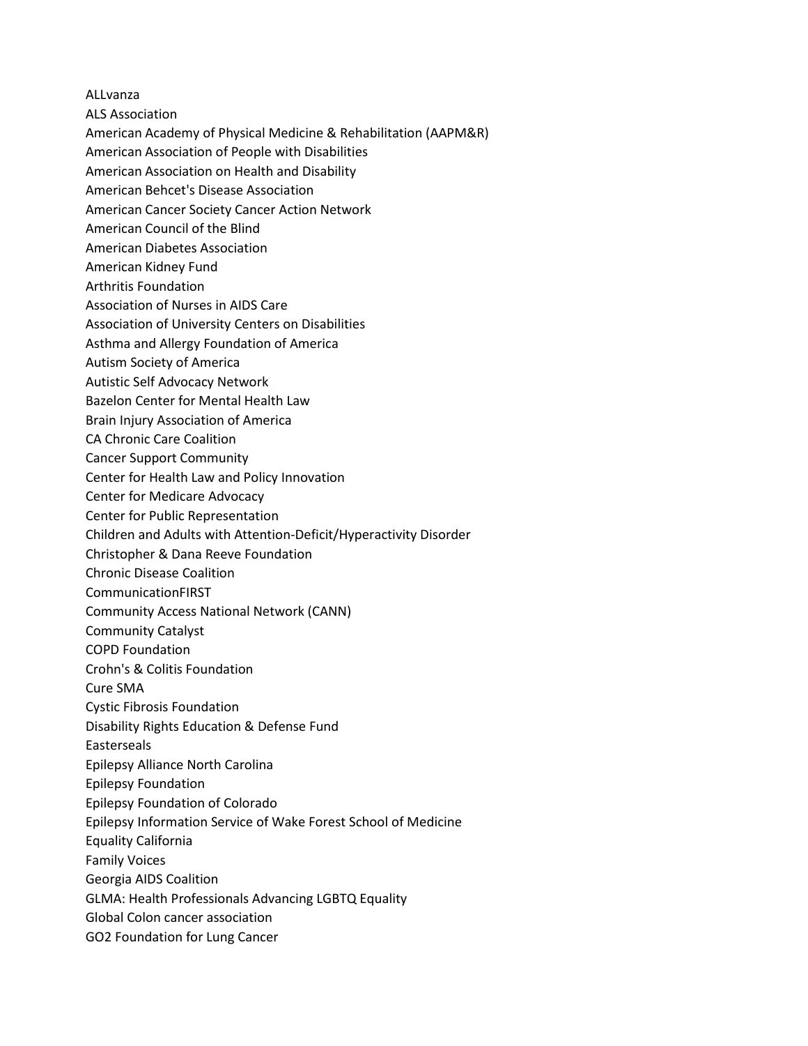ALLvanza
ALS Association
American Academy of Physical Medicine & Rehabilitation (AAPM&R)
American Association of People with Disabilities
American Association on Health and Disability
American Behcet's Disease Association
American Cancer Society Cancer Action Network
American Council of the Blind
American Diabetes Association
American Kidney Fund
Arthritis Foundation
Association of Nurses in AIDS Care
Association of University Centers on Disabilities
Asthma and Allergy Foundation of America
Autism Society of America
Autistic Self Advocacy Network
Bazelon Center for Mental Health Law
Brain Injury Association of America
CA Chronic Care Coalition
Cancer Support Community
Center for Health Law and Policy Innovation
Center for Medicare Advocacy
Center for Public Representation
Children and Adults with Attention-Deficit/Hyperactivity Disorder
Christopher & Dana Reeve Foundation
Chronic Disease Coalition
CommunicationFIRST
Community Access National Network (CANN)
Community Catalyst
COPD Foundation
Crohn's & Colitis Foundation
Cure SMA
Cystic Fibrosis Foundation
Disability Rights Education & Defense Fund
Easterseals
Epilepsy Alliance North Carolina
Epilepsy Foundation
Epilepsy Foundation of Colorado
Epilepsy Information Service of Wake Forest School of Medicine
Equality California
Family Voices
Georgia AIDS Coalition
GLMA: Health Professionals Advancing LGBTQ Equality
Global Colon cancer association
GO2 Foundation for Lung Cancer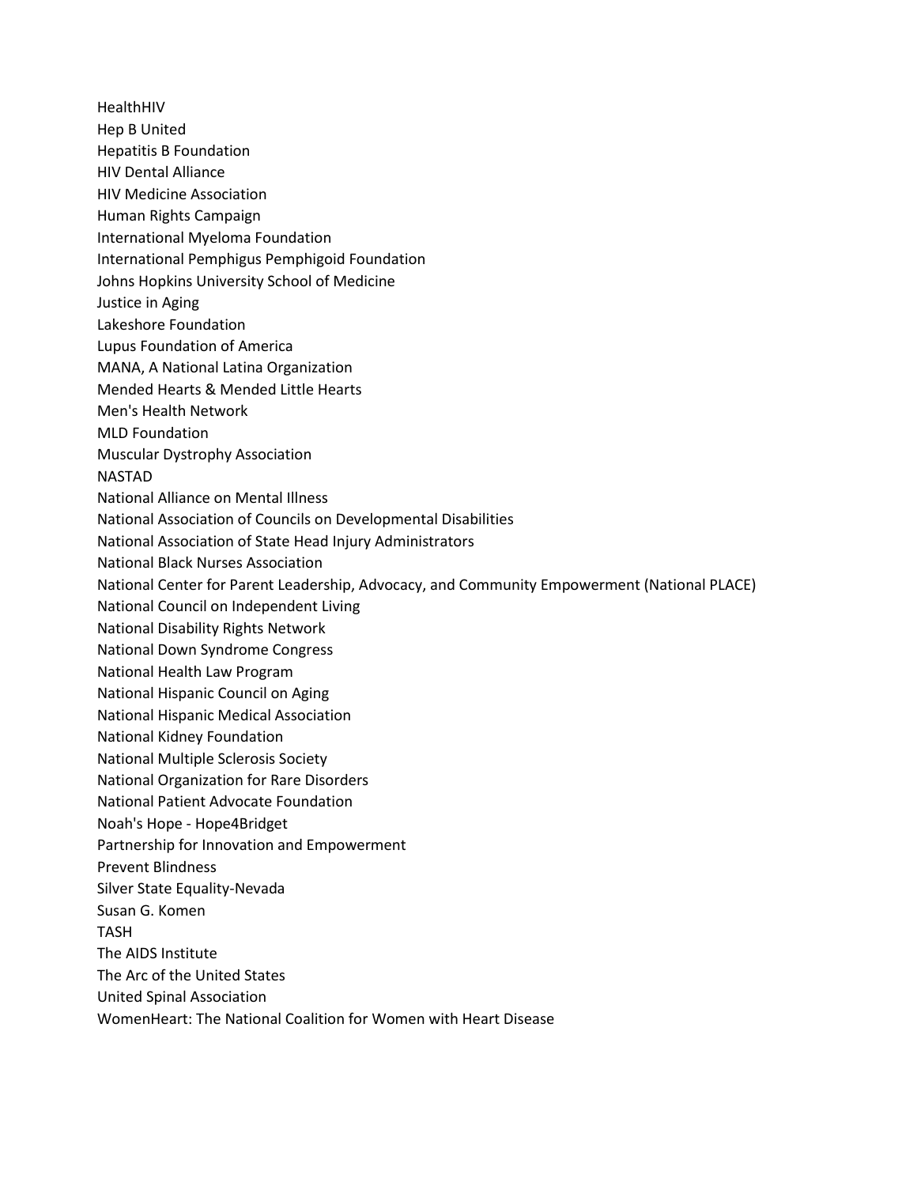HealthHIV
Hep B United
Hepatitis B Foundation
HIV Dental Alliance
HIV Medicine Association
Human Rights Campaign
International Myeloma Foundation
International Pemphigus Pemphigoid Foundation
Johns Hopkins University School of Medicine
Justice in Aging
Lakeshore Foundation
Lupus Foundation of America
MANA, A National Latina Organization
Mended Hearts & Mended Little Hearts
Men's Health Network
MLD Foundation
Muscular Dystrophy Association
NASTAD
National Alliance on Mental Illness
National Association of Councils on Developmental Disabilities
National Association of State Head Injury Administrators
National Black Nurses Association
National Center for Parent Leadership, Advocacy, and Community Empowerment (National PLACE)
National Council on Independent Living
National Disability Rights Network
National Down Syndrome Congress
National Health Law Program
National Hispanic Council on Aging
National Hispanic Medical Association
National Kidney Foundation
National Multiple Sclerosis Society
National Organization for Rare Disorders
National Patient Advocate Foundation
Noah's Hope - Hope4Bridget
Partnership for Innovation and Empowerment
Prevent Blindness
Silver State Equality-Nevada
Susan G. Komen
TASH
The AIDS Institute
The Arc of the United States
United Spinal Association
WomenHeart: The National Coalition for Women with Heart Disease